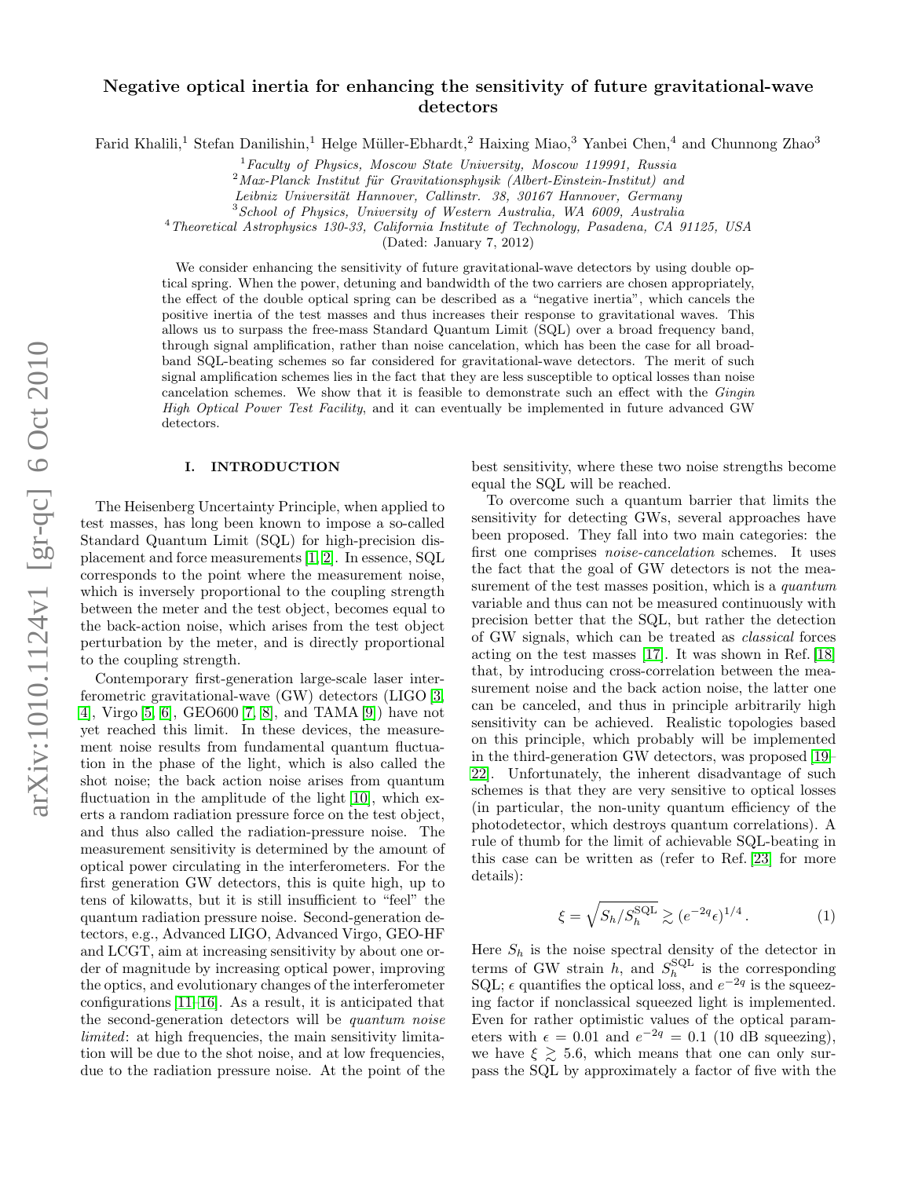# Negative optical inertia for enhancing the sensitivity of future gravitational-wave detectors

Farid Khalili,[1] Stefan Danilishin,[1] Helge Müller-Ebhardt,[2] Haixing Miao,[3] Yanbei Chen,[4] and Chunnong Zhao[3]

[1] *Faculty of Physics, Moscow State University, Moscow 119991, Russia*
[2] *Max-Planck Institut für Gravitationsphysik (Albert-Einstein-Institut) and Leibniz Universität Hannover, Callinstr. 38, 30167 Hannover, Germany*
[3] *School of Physics, University of Western Australia, WA 6009, Australia*
[4] *Theoretical Astrophysics 130-33, California Institute of Technology, Pasadena, CA 91125, USA*

(Dated: January 7, 2012)

We consider enhancing the sensitivity of future gravitational-wave detectors by using double optical spring. When the power, detuning and bandwidth of the two carriers are chosen appropriately, the effect of the double optical spring can be described as a "negative inertia", which cancels the positive inertia of the test masses and thus increases their response to gravitational waves. This allows us to surpass the free-mass Standard Quantum Limit (SQL) over a broad frequency band, through signal amplification, rather than noise cancelation, which has been the case for all broadband SQL-beating schemes so far considered for gravitational-wave detectors. The merit of such signal amplification schemes lies in the fact that they are less susceptible to optical losses than noise cancelation schemes. We show that it is feasible to demonstrate such an effect with the *Gingin High Optical Power Test Facility*, and it can eventually be implemented in future advanced GW detectors.

## I. INTRODUCTION

The Heisenberg Uncertainty Principle, when applied to test masses, has long been known to impose a so-called Standard Quantum Limit (SQL) for high-precision displacement and force measurements [1, 2]. In essence, SQL corresponds to the point where the measurement noise, which is inversely proportional to the coupling strength between the meter and the test object, becomes equal to the back-action noise, which arises from the test object perturbation by the meter, and is directly proportional to the coupling strength.

Contemporary first-generation large-scale laser interferometric gravitational-wave (GW) detectors (LIGO [3, 4], Virgo [5, 6], GEO600 [7, 8], and TAMA [9]) have not yet reached this limit. In these devices, the measurement noise results from fundamental quantum fluctuation in the phase of the light, which is also called the shot noise; the back action noise arises from quantum fluctuation in the amplitude of the light [10], which exerts a random radiation pressure force on the test object, and thus also called the radiation-pressure noise. The measurement sensitivity is determined by the amount of optical power circulating in the interferometers. For the first generation GW detectors, this is quite high, up to tens of kilowatts, but it is still insufficient to "feel" the quantum radiation pressure noise. Second-generation detectors, e.g., Advanced LIGO, Advanced Virgo, GEO-HF and LCGT, aim at increasing sensitivity by about one order of magnitude by increasing optical power, improving the optics, and evolutionary changes of the interferometer configurations [11–16]. As a result, it is anticipated that the second-generation detectors will be *quantum noise limited*: at high frequencies, the main sensitivity limitation will be due to the shot noise, and at low frequencies, due to the radiation pressure noise. At the point of the best sensitivity, where these two noise strengths become equal the SQL will be reached.

To overcome such a quantum barrier that limits the sensitivity for detecting GWs, several approaches have been proposed. They fall into two main categories: the first one comprises *noise-cancelation* schemes. It uses the fact that the goal of GW detectors is not the measurement of the test masses position, which is a *quantum* variable and thus can not be measured continuously with precision better that the SQL, but rather the detection of GW signals, which can be treated as *classical* forces acting on the test masses [17]. It was shown in Ref. [18] that, by introducing cross-correlation between the measurement noise and the back action noise, the latter one can be canceled, and thus in principle arbitrarily high sensitivity can be achieved. Realistic topologies based on this principle, which probably will be implemented in the third-generation GW detectors, was proposed [19–22]. Unfortunately, the inherent disadvantage of such schemes is that they are very sensitive to optical losses (in particular, the non-unity quantum efficiency of the photodetector, which destroys quantum correlations). A rule of thumb for the limit of achievable SQL-beating in this case can be written as (refer to Ref. [23] for more details):

$$\xi = \sqrt{S_h/S_h^{\rm SQL}} \gtrsim (e^{-2q}\epsilon)^{1/4}\,. \qquad (1)$$

Here $S_h$ is the noise spectral density of the detector in terms of GW strain $h$, and $S_h^{\rm SQL}$ is the corresponding SQL; $\epsilon$ quantifies the optical loss, and $e^{-2q}$ is the squeezing factor if nonclassical squeezed light is implemented. Even for rather optimistic values of the optical parameters with $\epsilon = 0.01$ and $e^{-2q} = 0.1$ (10 dB squeezing), we have $\xi \gtrsim 5.6$, which means that one can only surpass the SQL by approximately a factor of five with the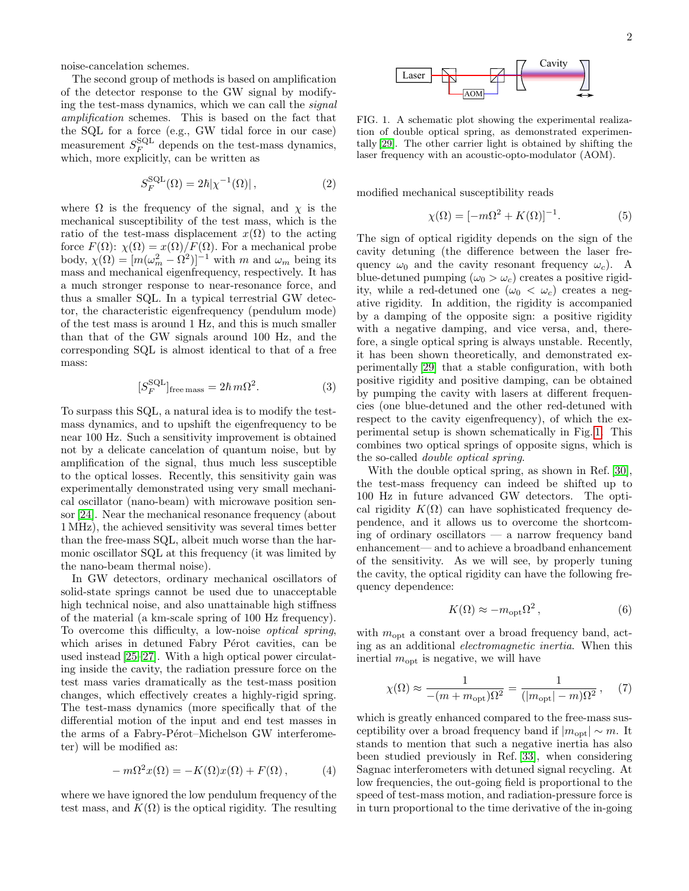noise-cancelation schemes.

The second group of methods is based on amplification of the detector response to the GW signal by modifying the test-mass dynamics, which we can call the *signal amplification* schemes. This is based on the fact that the SQL for a force (e.g., GW tidal force in our case) measurement $S_F^{\rm SQL}$ depends on the test-mass dynamics, which, more explicitly, can be written as

$$S_F^{\rm SQL}(\Omega) = 2\hbar|\chi^{-1}(\Omega)|\,, \tag{2}$$

where $\Omega$ is the frequency of the signal, and $\chi$ is the mechanical susceptibility of the test mass, which is the ratio of the test-mass displacement $x(\Omega)$ to the acting force $F(\Omega)$: $\chi(\Omega) = x(\Omega)/F(\Omega)$. For a mechanical probe body, $\chi(\Omega) = [m(\omega_m^2 - \Omega^2)]^{-1}$ with $m$ and $\omega_m$ being its mass and mechanical eigenfrequency, respectively. It has a much stronger response to near-resonance force, and thus a smaller SQL. In a typical terrestrial GW detector, the characteristic eigenfrequency (pendulum mode) of the test mass is around 1 Hz, and this is much smaller than that of the GW signals around 100 Hz, and the corresponding SQL is almost identical to that of a free mass:

$$[S_F^{\rm SQL}]_{\rm free\,mass} = 2\hbar\, m\Omega^2. \tag{3}$$

To surpass this SQL, a natural idea is to modify the test-mass dynamics, and to upshift the eigenfrequency to be near 100 Hz. Such a sensitivity improvement is obtained not by a delicate cancelation of quantum noise, but by amplification of the signal, thus much less susceptible to the optical losses. Recently, this sensitivity gain was experimentally demonstrated using very small mechanical oscillator (nano-beam) with microwave position sensor [24]. Near the mechanical resonance frequency (about 1 MHz), the achieved sensitivity was several times better than the free-mass SQL, albeit much worse than the harmonic oscillator SQL at this frequency (it was limited by the nano-beam thermal noise).

In GW detectors, ordinary mechanical oscillators of solid-state springs cannot be used due to unacceptable high technical noise, and also unattainable high stiffness of the material (a km-scale spring of 100 Hz frequency). To overcome this difficulty, a low-noise *optical spring*, which arises in detuned Fabry Pérot cavities, can be used instead [25–27]. With a high optical power circulating inside the cavity, the radiation pressure force on the test mass varies dramatically as the test-mass position changes, which effectively creates a highly-rigid spring. The test-mass dynamics (more specifically that of the differential motion of the input and end test masses in the arms of a Fabry-Pérot–Michelson GW interferometer) will be modified as:

$$-m\Omega^2 x(\Omega) = -K(\Omega)x(\Omega) + F(\Omega)\,, \tag{4}$$

where we have ignored the low pendulum frequency of the test mass, and $K(\Omega)$ is the optical rigidity. The resulting modified mechanical susceptibility reads

$$\chi(\Omega) = [-m\Omega^2 + K(\Omega)]^{-1}. \tag{5}$$

FIG. 1. A schematic plot showing the experimental realization of double optical spring, as demonstrated experimentally [29]. The other carrier light is obtained by shifting the laser frequency with an acoustic-opto-modulator (AOM).

The sign of optical rigidity depends on the sign of the cavity detuning (the difference between the laser frequency $\omega_0$ and the cavity resonant frequency $\omega_c$). A blue-detuned pumping ($\omega_0 > \omega_c$) creates a positive rigidity, while a red-detuned one ($\omega_0 < \omega_c$) creates a negative rigidity. In addition, the rigidity is accompanied by a damping of the opposite sign: a positive rigidity with a negative damping, and vice versa, and, therefore, a single optical spring is always unstable. Recently, it has been shown theoretically, and demonstrated experimentally [29] that a stable configuration, with both positive rigidity and positive damping, can be obtained by pumping the cavity with lasers at different frequencies (one blue-detuned and the other red-detuned with respect to the cavity eigenfrequency), of which the experimental setup is shown schematically in Fig. 1. This combines two optical springs of opposite signs, which is the so-called *double optical spring*.

With the double optical spring, as shown in Ref. [30], the test-mass frequency can indeed be shifted up to 100 Hz in future advanced GW detectors. The optical rigidity $K(\Omega)$ can have sophisticated frequency dependence, and it allows us to overcome the shortcoming of ordinary oscillators — a narrow frequency band enhancement— and to achieve a broadband enhancement of the sensitivity. As we will see, by properly tuning the cavity, the optical rigidity can have the following frequency dependence:

$$K(\Omega) \approx -m_{\rm opt}\Omega^2\,, \tag{6}$$

with $m_{\rm opt}$ a constant over a broad frequency band, acting as an additional *electromagnetic inertia*. When this inertial $m_{\rm opt}$ is negative, we will have

$$\chi(\Omega) \approx \frac{1}{-(m+m_{\rm opt})\Omega^2} = \frac{1}{(|m_{\rm opt}|-m)\Omega^2}\,, \tag{7}$$

which is greatly enhanced compared to the free-mass susceptibility over a broad frequency band if $|m_{\rm opt}| \sim m$. It stands to mention that such a negative inertia has also been studied previously in Ref. [33], when considering Sagnac interferometers with detuned signal recycling. At low frequencies, the out-going field is proportional to the speed of test-mass motion, and radiation-pressure force is in turn proportional to the time derivative of the in-going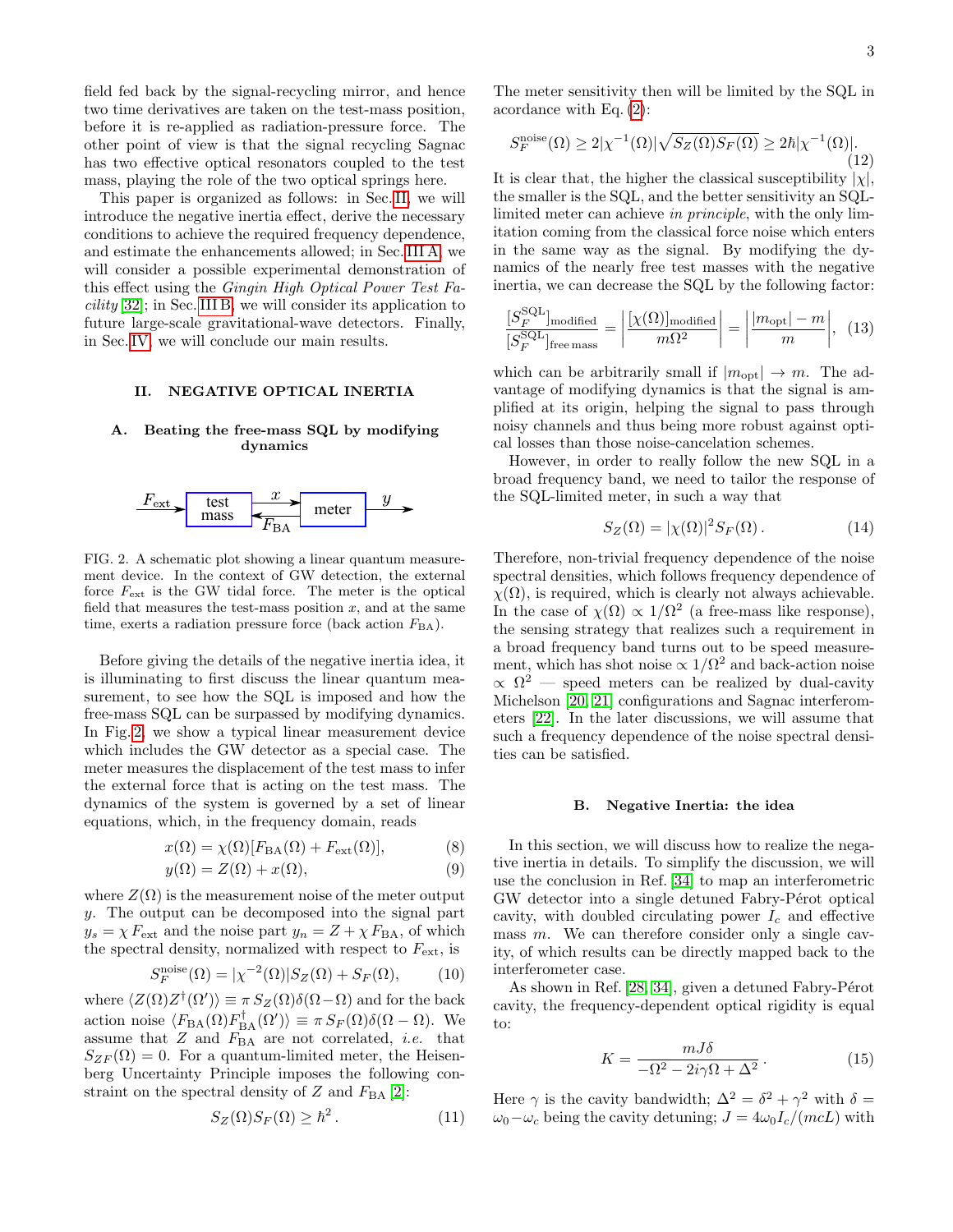field fed back by the signal-recycling mirror, and hence two time derivatives are taken on the test-mass position, before it is re-applied as radiation-pressure force. The other point of view is that the signal recycling Sagnac has two effective optical resonators coupled to the test mass, playing the role of the two optical springs here.

This paper is organized as follows: in Sec. II, we will introduce the negative inertia effect, derive the necessary conditions to achieve the required frequency dependence, and estimate the enhancements allowed; in Sec. III A, we will consider a possible experimental demonstration of this effect using the *Gingin High Optical Power Test Facility* [32]; in Sec. III B, we will consider its application to future large-scale gravitational-wave detectors. Finally, in Sec. IV, we will conclude our main results.

## II. NEGATIVE OPTICAL INERTIA

### A. Beating the free-mass SQL by modifying dynamics

FIG. 2. A schematic plot showing a linear quantum measurement device. In the context of GW detection, the external force $F_{\rm ext}$ is the GW tidal force. The meter is the optical field that measures the test-mass position $x$, and at the same time, exerts a radiation pressure force (back action $F_{\rm BA}$).

Before giving the details of the negative inertia idea, it is illuminating to first discuss the linear quantum measurement, to see how the SQL is imposed and how the free-mass SQL can be surpassed by modifying dynamics. In Fig. 2, we show a typical linear measurement device which includes the GW detector as a special case. The meter measures the displacement of the test mass to infer the external force that is acting on the test mass. The dynamics of the system is governed by a set of linear equations, which, in the frequency domain, reads

$$x(\Omega) = \chi(\Omega)[F_{\rm BA}(\Omega) + F_{\rm ext}(\Omega)], \tag{8}$$

$$y(\Omega) = Z(\Omega) + x(\Omega), \tag{9}$$

where $Z(\Omega)$ is the measurement noise of the meter output $y$. The output can be decomposed into the signal part $y_s = \chi\, F_{\rm ext}$ and the noise part $y_n = Z + \chi\, F_{\rm BA}$, of which the spectral density, normalized with respect to $F_{\rm ext}$, is

$$S_F^{\rm noise}(\Omega) = |\chi^{-2}(\Omega)| S_Z(\Omega) + S_F(\Omega), \tag{10}$$

where $\langle Z(\Omega) Z^\dagger(\Omega')\rangle \equiv \pi\, S_Z(\Omega)\delta(\Omega - \Omega)$ and for the back action noise $\langle F_{\rm BA}(\Omega) F_{\rm BA}^\dagger(\Omega')\rangle \equiv \pi\, S_F(\Omega)\delta(\Omega - \Omega)$. We assume that $Z$ and $F_{\rm BA}$ are not correlated, *i.e.* that $S_{ZF}(\Omega) = 0$. For a quantum-limited meter, the Heisenberg Uncertainty Principle imposes the following constraint on the spectral density of $Z$ and $F_{\rm BA}$ [2]:

$$S_Z(\Omega) S_F(\Omega) \ge \hbar^2\,. \tag{11}$$

The meter sensitivity then will be limited by the SQL in acordance with Eq. (2):

$$S_F^{\rm noise}(\Omega) \ge 2|\chi^{-1}(\Omega)|\sqrt{S_Z(\Omega) S_F(\Omega)} \ge 2\hbar|\chi^{-1}(\Omega)|. \tag{12}$$

It is clear that, the higher the classical susceptibility $|\chi|$, the smaller is the SQL, and the better sensitivity an SQL-limited meter can achieve *in principle*, with the only limitation coming from the classical force noise which enters in the same way as the signal. By modifying the dynamics of the nearly free test masses with the negative inertia, we can decrease the SQL by the following factor:

$$\frac{[S_F^{\rm SQL}]_{\rm modified}}{[S_F^{\rm SQL}]_{\rm free\, mass}} = \left|\frac{[\chi(\Omega)]_{\rm modified}}{m\Omega^2}\right| = \left|\frac{|m_{\rm opt}| - m}{m}\right|, \tag{13}$$

which can be arbitrarily small if $|m_{\rm opt}| \to m$. The advantage of modifying dynamics is that the signal is amplified at its origin, helping the signal to pass through noisy channels and thus being more robust against optical losses than those noise-cancelation schemes.

However, in order to really follow the new SQL in a broad frequency band, we need to tailor the response of the SQL-limited meter, in such a way that

$$S_Z(\Omega) = |\chi(\Omega)|^2 S_F(\Omega)\,. \tag{14}$$

Therefore, non-trivial frequency dependence of the noise spectral densities, which follows frequency dependence of $\chi(\Omega)$, is required, which is clearly not always achievable. In the case of $\chi(\Omega) \propto 1/\Omega^2$ (a free-mass like response), the sensing strategy that realizes such a requirement in a broad frequency band turns out to be speed measurement, which has shot noise $\propto 1/\Omega^2$ and back-action noise $\propto \Omega^2$ — speed meters can be realized by dual-cavity Michelson [20, 21] configurations and Sagnac interferometers [22]. In the later discussions, we will assume that such a frequency dependence of the noise spectral densities can be satisfied.

### B. Negative Inertia: the idea

In this section, we will discuss how to realize the negative inertia in details. To simplify the discussion, we will use the conclusion in Ref. [34] to map an interferometric GW detector into a single detuned Fabry-Pérot optical cavity, with doubled circulating power $I_c$ and effective mass $m$. We can therefore consider only a single cavity, of which results can be directly mapped back to the interferometer case.

As shown in Ref. [28, 34], given a detuned Fabry-Pérot cavity, the frequency-dependent optical rigidity is equal to:

$$K = \frac{mJ\delta}{-\Omega^2 - 2i\gamma\Omega + \Delta^2}\,. \tag{15}$$

Here $\gamma$ is the cavity bandwidth; $\Delta^2 = \delta^2 + \gamma^2$ with $\delta = \omega_0 - \omega_c$ being the cavity detuning; $J = 4\omega_0 I_c/(mcL)$ with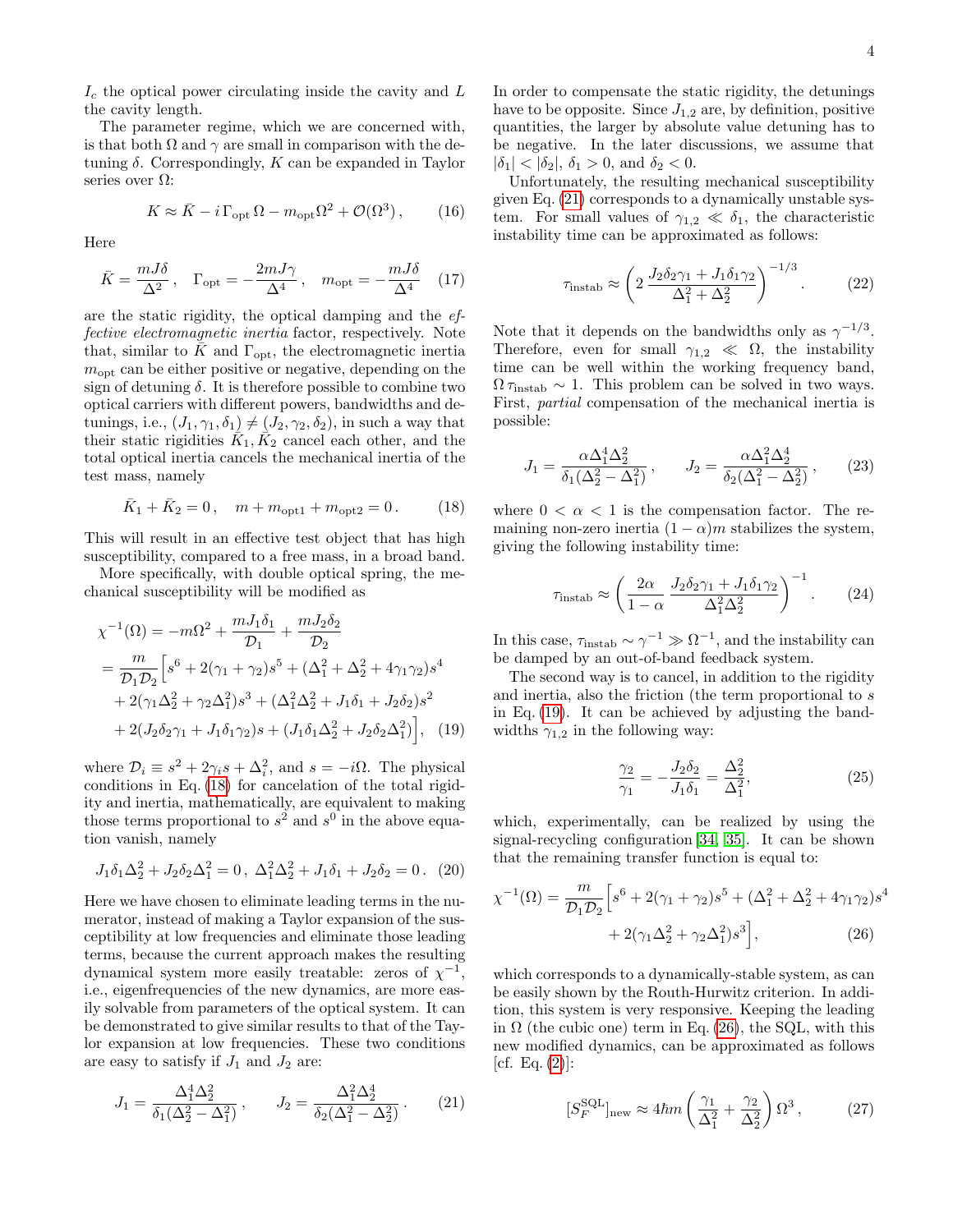$I_c$ the optical power circulating inside the cavity and $L$ the cavity length.

The parameter regime, which we are concerned with, is that both $\Omega$ and $\gamma$ are small in comparison with the detuning $\delta$. Correspondingly, $K$ can be expanded in Taylor series over $\Omega$:

$$K \approx \bar{K} - i\,\Gamma_{\rm opt}\,\Omega - m_{\rm opt}\Omega^2 + \mathcal{O}(\Omega^3)\,, \tag{16}$$

Here

$$\bar{K} = \frac{mJ\delta}{\Delta^2}\,, \quad \Gamma_{\rm opt} = -\frac{2mJ\gamma}{\Delta^4}\,, \quad m_{\rm opt} = -\frac{mJ\delta}{\Delta^4} \tag{17}$$

are the static rigidity, the optical damping and the *effective electromagnetic inertia* factor, respectively. Note that, similar to $\bar{K}$ and $\Gamma_{\rm opt}$, the electromagnetic inertia $m_{\rm opt}$ can be either positive or negative, depending on the sign of detuning $\delta$. It is therefore possible to combine two optical carriers with different powers, bandwidths and detunings, i.e., $(J_1, \gamma_1, \delta_1) \neq (J_2, \gamma_2, \delta_2)$, in such a way that their static rigidities $\bar{K}_1, \bar{K}_2$ cancel each other, and the total optical inertia cancels the mechanical inertia of the test mass, namely

$$\bar{K}_1 + \bar{K}_2 = 0\,, \quad m + m_{\rm opt1} + m_{\rm opt2} = 0\,. \tag{18}$$

This will result in an effective test object that has high susceptibility, compared to a free mass, in a broad band.

More specifically, with double optical spring, the mechanical susceptibility will be modified as

$$\begin{aligned}
\chi^{-1}(\Omega) &= -m\Omega^2 + \frac{mJ_1\delta_1}{\mathcal{D}_1} + \frac{mJ_2\delta_2}{\mathcal{D}_2} \\
&= \frac{m}{\mathcal{D}_1\mathcal{D}_2}\Big[s^6 + 2(\gamma_1+\gamma_2)s^5 + (\Delta_1^2 + \Delta_2^2 + 4\gamma_1\gamma_2)s^4 \\
&\quad + 2(\gamma_1\Delta_2^2 + \gamma_2\Delta_1^2)s^3 + (\Delta_1^2\Delta_2^2 + J_1\delta_1 + J_2\delta_2)s^2 \\
&\quad + 2(J_2\delta_2\gamma_1 + J_1\delta_1\gamma_2)s + (J_1\delta_1\Delta_2^2 + J_2\delta_2\Delta_1^2)\Big],
\end{aligned} \tag{19}$$

where $\mathcal{D}_i \equiv s^2 + 2\gamma_i s + \Delta_i^2$, and $s = -i\Omega$. The physical conditions in Eq. (18) for cancelation of the total rigidity and inertia, mathematically, are equivalent to making those terms proportional to $s^2$ and $s^0$ in the above equation vanish, namely

$$J_1\delta_1\Delta_2^2 + J_2\delta_2\Delta_1^2 = 0\,,\ \Delta_1^2\Delta_2^2 + J_1\delta_1 + J_2\delta_2 = 0\,. \tag{20}$$

Here we have chosen to eliminate leading terms in the numerator, instead of making a Taylor expansion of the susceptibility at low frequencies and eliminate those leading terms, because the current approach makes the resulting dynamical system more easily treatable: zeros of $\chi^{-1}$, i.e., eigenfrequencies of the new dynamics, are more easily solvable from parameters of the optical system. It can be demonstrated to give similar results to that of the Taylor expansion at low frequencies. These two conditions are easy to satisfy if $J_1$ and $J_2$ are:

$$J_1 = \frac{\Delta_1^4\Delta_2^2}{\delta_1(\Delta_2^2 - \Delta_1^2)}\,, \qquad J_2 = \frac{\Delta_1^2\Delta_2^4}{\delta_2(\Delta_1^2 - \Delta_2^2)}\,. \tag{21}$$

In order to compensate the static rigidity, the detunings have to be opposite. Since $J_{1,2}$ are, by definition, positive quantities, the larger by absolute value detuning has to be negative. In the later discussions, we assume that $|\delta_1| < |\delta_2|$, $\delta_1 > 0$, and $\delta_2 < 0$.

Unfortunately, the resulting mechanical susceptibility given Eq. (21) corresponds to a dynamically unstable system. For small values of $\gamma_{1,2} \ll \delta_1$, the characteristic instability time can be approximated as follows:

$$\tau_{\rm instab} \approx \left(2\,\frac{J_2\delta_2\gamma_1 + J_1\delta_1\gamma_2}{\Delta_1^2 + \Delta_2^2}\right)^{-1/3}. \tag{22}$$

Note that it depends on the bandwidths only as $\gamma^{-1/3}$. Therefore, even for small $\gamma_{1,2} \ll \Omega$, the instability time can be well within the working frequency band, $\Omega\,\tau_{\rm instab} \sim 1$. This problem can be solved in two ways. First, *partial* compensation of the mechanical inertia is possible:

$$J_1 = \frac{\alpha\Delta_1^4\Delta_2^2}{\delta_1(\Delta_2^2 - \Delta_1^2)}\,, \qquad J_2 = \frac{\alpha\Delta_1^2\Delta_2^4}{\delta_2(\Delta_1^2 - \Delta_2^2)}\,, \tag{23}$$

where $0 < \alpha < 1$ is the compensation factor. The remaining non-zero inertia $(1-\alpha)m$ stabilizes the system, giving the following instability time:

$$\tau_{\rm instab} \approx \left(\frac{2\alpha}{1-\alpha}\,\frac{J_2\delta_2\gamma_1 + J_1\delta_1\gamma_2}{\Delta_1^2\Delta_2^2}\right)^{-1}. \tag{24}$$

In this case, $\tau_{\rm instab} \sim \gamma^{-1} \gg \Omega^{-1}$, and the instability can be damped by an out-of-band feedback system.

The second way is to cancel, in addition to the rigidity and inertia, also the friction (the term proportional to $s$ in Eq. (19)). It can be achieved by adjusting the bandwidths $\gamma_{1,2}$ in the following way:

$$\frac{\gamma_2}{\gamma_1} = -\frac{J_2\delta_2}{J_1\delta_1} = \frac{\Delta_2^2}{\Delta_1^2}, \tag{25}$$

which, experimentally, can be realized by using the signal-recycling configuration [34, 35]. It can be shown that the remaining transfer function is equal to:

$$\begin{aligned}
\chi^{-1}(\Omega) = \frac{m}{\mathcal{D}_1\mathcal{D}_2}\Big[&s^6 + 2(\gamma_1+\gamma_2)s^5 + (\Delta_1^2 + \Delta_2^2 + 4\gamma_1\gamma_2)s^4 \\
&+ 2(\gamma_1\Delta_2^2 + \gamma_2\Delta_1^2)s^3\Big],
\end{aligned} \tag{26}$$

which corresponds to a dynamically-stable system, as can be easily shown by the Routh-Hurwitz criterion. In addition, this system is very responsive. Keeping the leading in $\Omega$ (the cubic one) term in Eq. (26), the SQL, with this new modified dynamics, can be approximated as follows [cf. Eq. (2)]:

$$[S_F^{\rm SQL}]_{\rm new} \approx 4\hbar m\left(\frac{\gamma_1}{\Delta_1^2} + \frac{\gamma_2}{\Delta_2^2}\right)\Omega^3\,, \tag{27}$$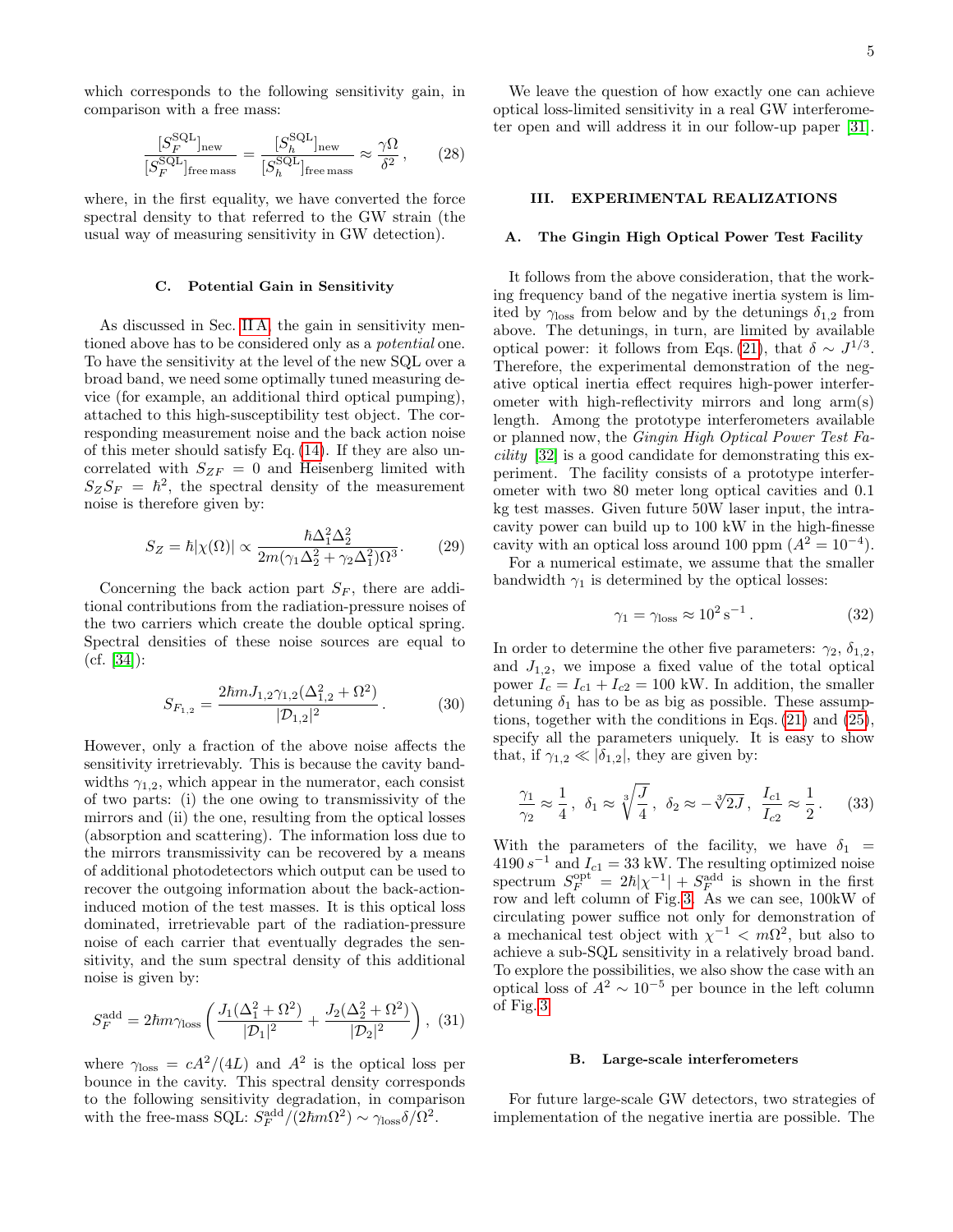which corresponds to the following sensitivity gain, in comparison with a free mass:

$$\frac{[S_F^{\rm SQL}]_{\rm new}}{[S_F^{\rm SQL}]_{\rm free\,mass}} = \frac{[S_h^{\rm SQL}]_{\rm new}}{[S_h^{\rm SQL}]_{\rm free\,mass}} \approx \frac{\gamma\Omega}{\delta^2}\,, \tag{28}$$

where, in the first equality, we have converted the force spectral density to that referred to the GW strain (the usual way of measuring sensitivity in GW detection).

### C. Potential Gain in Sensitivity

As discussed in Sec. II A, the gain in sensitivity mentioned above has to be considered only as a *potential* one. To have the sensitivity at the level of the new SQL over a broad band, we need some optimally tuned measuring device (for example, an additional third optical pumping), attached to this high-susceptibility test object. The corresponding measurement noise and the back action noise of this meter should satisfy Eq. (14). If they are also uncorrelated with $S_{ZF} = 0$ and Heisenberg limited with $S_Z S_F = \hbar^2$, the spectral density of the measurement noise is therefore given by:

$$S_Z = \hbar|\chi(\Omega)| \propto \frac{\hbar\Delta_1^2\Delta_2^2}{2m(\gamma_1\Delta_2^2 + \gamma_2\Delta_1^2)\Omega^3}\,. \tag{29}$$

Concerning the back action part $S_F$, there are additional contributions from the radiation-pressure noises of the two carriers which create the double optical spring. Spectral densities of these noise sources are equal to (cf. [34]):

$$S_{F_{1,2}} = \frac{2\hbar m J_{1,2}\gamma_{1,2}(\Delta_{1,2}^2 + \Omega^2)}{|\mathcal{D}_{1,2}|^2}\,. \tag{30}$$

However, only a fraction of the above noise affects the sensitivity irretrievably. This is because the cavity bandwidths $\gamma_{1,2}$, which appear in the numerator, each consist of two parts: (i) the one owing to transmissivity of the mirrors and (ii) the one, resulting from the optical losses (absorption and scattering). The information loss due to the mirrors transmissivity can be recovered by a means of additional photodetectors which output can be used to recover the outgoing information about the back-action-induced motion of the test masses. It is this optical loss dominated, irretrievable part of the radiation-pressure noise of each carrier that eventually degrades the sensitivity, and the sum spectral density of this additional noise is given by:

$$S_F^{\rm add} = 2\hbar m\gamma_{\rm loss}\left(\frac{J_1(\Delta_1^2 + \Omega^2)}{|\mathcal{D}_1|^2} + \frac{J_2(\Delta_2^2 + \Omega^2)}{|\mathcal{D}_2|^2}\right), \tag{31}$$

where $\gamma_{\rm loss} = cA^2/(4L)$ and $A^2$ is the optical loss per bounce in the cavity. This spectral density corresponds to the following sensitivity degradation, in comparison with the free-mass SQL: $S_F^{\rm add}/(2\hbar m\Omega^2) \sim \gamma_{\rm loss}\delta/\Omega^2$.

We leave the question of how exactly one can achieve optical loss-limited sensitivity in a real GW interferometer open and will address it in our follow-up paper [31].

## III. EXPERIMENTAL REALIZATIONS

### A. The Gingin High Optical Power Test Facility

It follows from the above consideration, that the working frequency band of the negative inertia system is limited by $\gamma_{\rm loss}$ from below and by the detunings $\delta_{1,2}$ from above. The detunings, in turn, are limited by available optical power: it follows from Eqs. (21), that $\delta \sim J^{1/3}$. Therefore, the experimental demonstration of the negative optical inertia effect requires high-power interferometer with high-reflectivity mirrors and long arm(s) length. Among the prototype interferometers available or planned now, the *Gingin High Optical Power Test Facility* [32] is a good candidate for demonstrating this experiment. The facility consists of a prototype interferometer with two 80 meter long optical cavities and 0.1 kg test masses. Given future 50W laser input, the intracavity power can build up to 100 kW in the high-finesse cavity with an optical loss around 100 ppm ($A^2 = 10^{-4}$).

For a numerical estimate, we assume that the smaller bandwidth $\gamma_1$ is determined by the optical losses:

$$\gamma_1 = \gamma_{\rm loss} \approx 10^2\,{\rm s}^{-1}\,. \tag{32}$$

In order to determine the other five parameters: $\gamma_2$, $\delta_{1,2}$, and $J_{1,2}$, we impose a fixed value of the total optical power $I_c = I_{c1} + I_{c2} = 100$ kW. In addition, the smaller detuning $\delta_1$ has to be as big as possible. These assumptions, together with the conditions in Eqs. (21) and (25), specify all the parameters uniquely. It is easy to show that, if $\gamma_{1,2} \ll |\delta_{1,2}|$, they are given by:

$$\frac{\gamma_1}{\gamma_2} \approx \frac{1}{4}\,,\ \ \delta_1 \approx \sqrt[3]{\frac{J}{4}}\,,\ \ \delta_2 \approx -\sqrt[3]{2J}\,,\ \ \frac{I_{c1}}{I_{c2}} \approx \frac{1}{2}\,. \tag{33}$$

With the parameters of the facility, we have $\delta_1 = 4190\,s^{-1}$ and $I_{c1} = 33$ kW. The resulting optimized noise spectrum $S_F^{\rm opt} = 2\hbar|\chi^{-1}| + S_F^{\rm add}$ is shown in the first row and left column of Fig. 3. As we can see, 100kW of circulating power suffice not only for demonstration of a mechanical test object with $\chi^{-1} < m\Omega^2$, but also to achieve a sub-SQL sensitivity in a relatively broad band. To explore the possibilities, we also show the case with an optical loss of $A^2 \sim 10^{-5}$ per bounce in the left column of Fig. 3.

### B. Large-scale interferometers

For future large-scale GW detectors, two strategies of implementation of the negative inertia are possible. The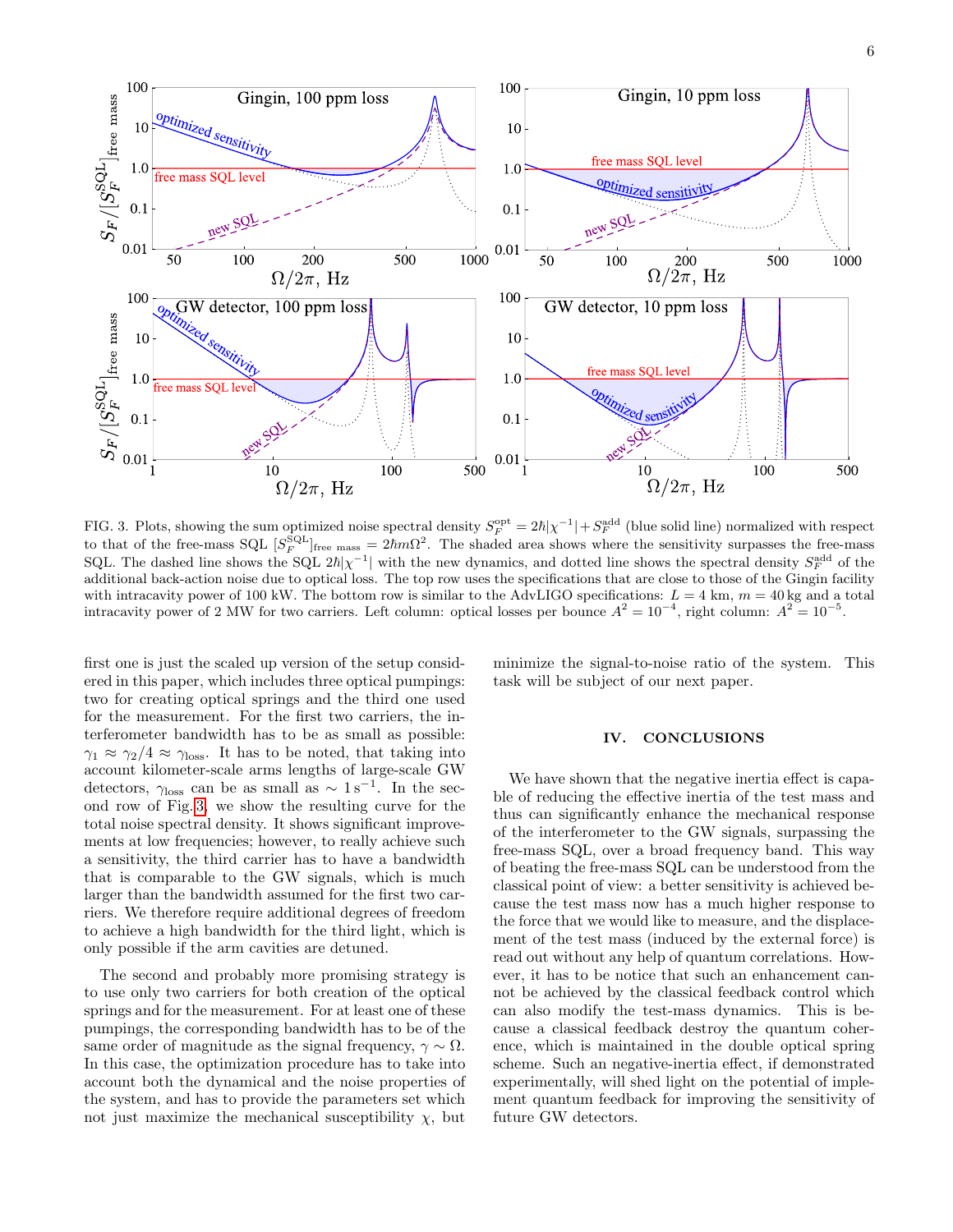FIG. 3. Plots, showing the sum optimized noise spectral density $S_F^{\rm opt} = 2\hbar|\chi^{-1}| + S_F^{\rm add}$ (blue solid line) normalized with respect to that of the free-mass SQL $[S_F^{\rm SQL}]_{\rm free\ mass} = 2\hbar m\Omega^2$. The shaded area shows where the sensitivity surpasses the free-mass SQL. The dashed line shows the SQL $2\hbar|\chi^{-1}|$ with the new dynamics, and dotted line shows the spectral density $S_F^{\rm add}$ of the additional back-action noise due to optical loss. The top row uses the specifications that are close to those of the Gingin facility with intracavity power of 100 kW. The bottom row is similar to the AdvLIGO specifications: $L = 4$ km, $m = 40$ kg and a total intracavity power of 2 MW for two carriers. Left column: optical losses per bounce $A^2 = 10^{-4}$, right column: $A^2 = 10^{-5}$.

first one is just the scaled up version of the setup considered in this paper, which includes three optical pumpings: two for creating optical springs and the third one used for the measurement. For the first two carriers, the interferometer bandwidth has to be as small as possible: $\gamma_1 \approx \gamma_2/4 \approx \gamma_{\rm loss}$. It has to be noted, that taking into account kilometer-scale arms lengths of large-scale GW detectors, $\gamma_{\rm loss}$ can be as small as $\sim 1\,{\rm s}^{-1}$. In the second row of Fig. 3, we show the resulting curve for the total noise spectral density. It shows significant improvements at low frequencies; however, to really achieve such a sensitivity, the third carrier has to have a bandwidth that is comparable to the GW signals, which is much larger than the bandwidth assumed for the first two carriers. We therefore require additional degrees of freedom to achieve a high bandwidth for the third light, which is only possible if the arm cavities are detuned.

The second and probably more promising strategy is to use only two carriers for both creation of the optical springs and for the measurement. For at least one of these pumpings, the corresponding bandwidth has to be of the same order of magnitude as the signal frequency, $\gamma \sim \Omega$. In this case, the optimization procedure has to take into account both the dynamical and the noise properties of the system, and has to provide the parameters set which not just maximize the mechanical susceptibility $\chi$, but minimize the signal-to-noise ratio of the system. This task will be subject of our next paper.

## IV. CONCLUSIONS

We have shown that the negative inertia effect is capable of reducing the effective inertia of the test mass and thus can significantly enhance the mechanical response of the interferometer to the GW signals, surpassing the free-mass SQL, over a broad frequency band. This way of beating the free-mass SQL can be understood from the classical point of view: a better sensitivity is achieved because the test mass now has a much higher response to the force that we would like to measure, and the displacement of the test mass (induced by the external force) is read out without any help of quantum correlations. However, it has to be notice that such an enhancement cannot be achieved by the classical feedback control which can also modify the test-mass dynamics. This is because a classical feedback destroy the quantum coherence, which is maintained in the double optical spring scheme. Such an negative-inertia effect, if demonstrated experimentally, will shed light on the potential of implement quantum feedback for improving the sensitivity of future GW detectors.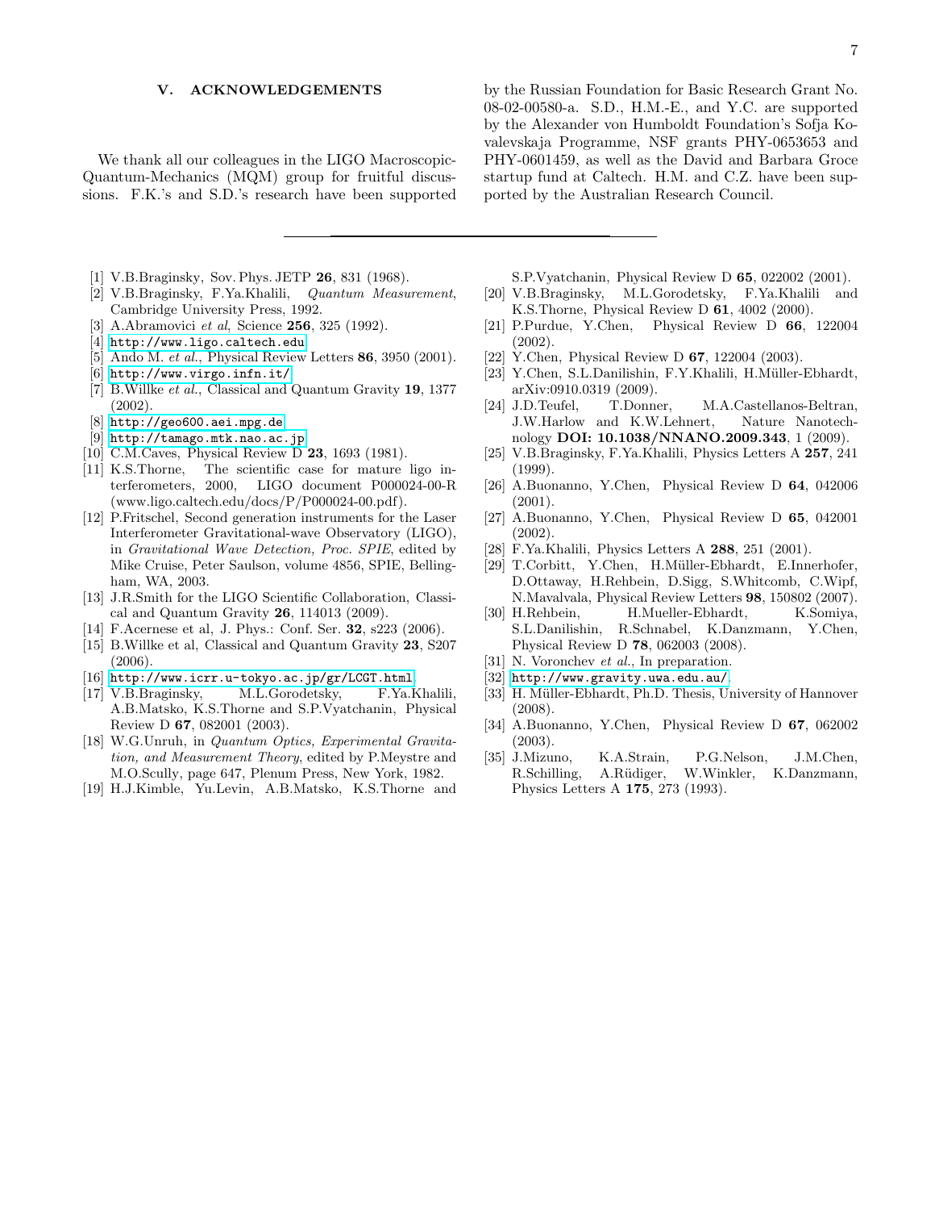## V. ACKNOWLEDGEMENTS

We thank all our colleagues in the LIGO Macroscopic-Quantum-Mechanics (MQM) group for fruitful discussions. F.K.'s and S.D.'s research have been supported by the Russian Foundation for Basic Research Grant No. 08-02-00580-a. S.D., H.M.-E., and Y.C. are supported by the Alexander von Humboldt Foundation's Sofja Kovalevskaja Programme, NSF grants PHY-0653653 and PHY-0601459, as well as the David and Barbara Groce startup fund at Caltech. H.M. and C.Z. have been supported by the Australian Research Council.

---

[1] V.B.Braginsky, Sov. Phys. JETP **26**, 831 (1968).
[2] V.B.Braginsky, F.Ya.Khalili, *Quantum Measurement*, Cambridge University Press, 1992.
[3] A.Abramovici *et al*, Science **256**, 325 (1992).
[4] http://www.ligo.caltech.edu
[5] Ando M. *et al.*, Physical Review Letters **86**, 3950 (2001).
[6] http://www.virgo.infn.it/
[7] B.Willke *et al.*, Classical and Quantum Gravity **19**, 1377 (2002).
[8] http://geo600.aei.mpg.de
[9] http://tamago.mtk.nao.ac.jp
[10] C.M.Caves, Physical Review D **23**, 1693 (1981).
[11] K.S.Thorne, The scientific case for mature ligo interferometers, 2000, LIGO document P000024-00-R (www.ligo.caltech.edu/docs/P/P000024-00.pdf).
[12] P.Fritschel, Second generation instruments for the Laser Interferometer Gravitational-wave Observatory (LIGO), in *Gravitational Wave Detection, Proc. SPIE*, edited by Mike Cruise, Peter Saulson, volume 4856, SPIE, Bellingham, WA, 2003.
[13] J.R.Smith for the LIGO Scientific Collaboration, Classical and Quantum Gravity **26**, 114013 (2009).
[14] F.Acernese et al, J. Phys.: Conf. Ser. **32**, s223 (2006).
[15] B.Willke et al, Classical and Quantum Gravity **23**, S207 (2006).
[16] http://www.icrr.u-tokyo.ac.jp/gr/LCGT.html
[17] V.B.Braginsky, M.L.Gorodetsky, F.Ya.Khalili, A.B.Matsko, K.S.Thorne and S.P.Vyatchanin, Physical Review D **67**, 082001 (2003).
[18] W.G.Unruh, in *Quantum Optics, Experimental Gravitation, and Measurement Theory*, edited by P.Meystre and M.O.Scully, page 647, Plenum Press, New York, 1982.
[19] H.J.Kimble, Yu.Levin, A.B.Matsko, K.S.Thorne and S.P.Vyatchanin, Physical Review D **65**, 022002 (2001).
[20] V.B.Braginsky, M.L.Gorodetsky, F.Ya.Khalili and K.S.Thorne, Physical Review D **61**, 4002 (2000).
[21] P.Purdue, Y.Chen, Physical Review D **66**, 122004 (2002).
[22] Y.Chen, Physical Review D **67**, 122004 (2003).
[23] Y.Chen, S.L.Danilishin, F.Y.Khalili, H.Müller-Ebhardt, arXiv:0910.0319 (2009).
[24] J.D.Teufel, T.Donner, M.A.Castellanos-Beltran, J.W.Harlow and K.W.Lehnert, Nature Nanotechnology **DOI: 10.1038/NNANO.2009.343**, 1 (2009).
[25] V.B.Braginsky, F.Ya.Khalili, Physics Letters A **257**, 241 (1999).
[26] A.Buonanno, Y.Chen, Physical Review D **64**, 042006 (2001).
[27] A.Buonanno, Y.Chen, Physical Review D **65**, 042001 (2002).
[28] F.Ya.Khalili, Physics Letters A **288**, 251 (2001).
[29] T.Corbitt, Y.Chen, H.Müller-Ebhardt, E.Innerhofer, D.Ottaway, H.Rehbein, D.Sigg, S.Whitcomb, C.Wipf, N.Mavalvala, Physical Review Letters **98**, 150802 (2007).
[30] H.Rehbein, H.Mueller-Ebhardt, K.Somiya, S.L.Danilishin, R.Schnabel, K.Danzmann, Y.Chen, Physical Review D **78**, 062003 (2008).
[31] N. Voronchev *et al.*, In preparation.
[32] http://www.gravity.uwa.edu.au/
[33] H. Müller-Ebhardt, Ph.D. Thesis, University of Hannover (2008).
[34] A.Buonanno, Y.Chen, Physical Review D **67**, 062002 (2003).
[35] J.Mizuno, K.A.Strain, P.G.Nelson, J.M.Chen, R.Schilling, A.Rüdiger, W.Winkler, K.Danzmann, Physics Letters A **175**, 273 (1993).